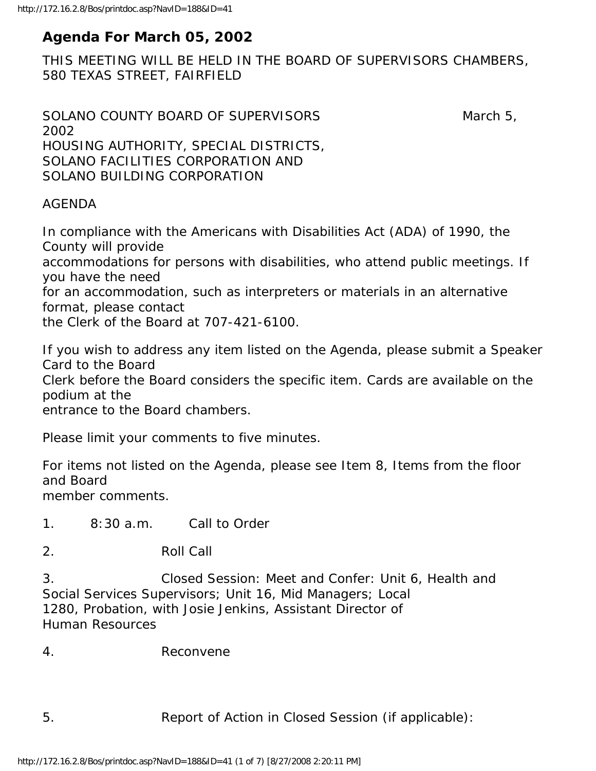# Agenda For March 05, 2002

THIS MEETING WILL BE HELD IN THE BOARD OF SUPERVISORS CHAMBERS, 580 TEXAS STREET, FAIRFIELD

SOLANO COUNTY BOARD OF SUPERVISORS March 5, 2002
HOUSING AUTHORITY, SPECIAL DISTRICTS,
SOLANO FACILITIES CORPORATION AND
SOLANO BUILDING CORPORATION

AGENDA

In compliance with the Americans with Disabilities Act (ADA) of 1990, the County will provide accommodations for persons with disabilities, who attend public meetings. If you have the need for an accommodation, such as interpreters or materials in an alternative format, please contact the Clerk of the Board at 707-421-6100.

If you wish to address any item listed on the Agenda, please submit a Speaker Card to the Board Clerk before the Board considers the specific item. Cards are available on the podium at the entrance to the Board chambers.

Please limit your comments to five minutes.

For items not listed on the Agenda, please see Item 8, Items from the floor and Board member comments.

1. 8:30 a.m. Call to Order

2. Roll Call

3. Closed Session: Meet and Confer: Unit 6, Health and Social Services Supervisors; Unit 16, Mid Managers; Local 1280, Probation, with Josie Jenkins, Assistant Director of Human Resources

4. Reconvene

5. Report of Action in Closed Session (if applicable):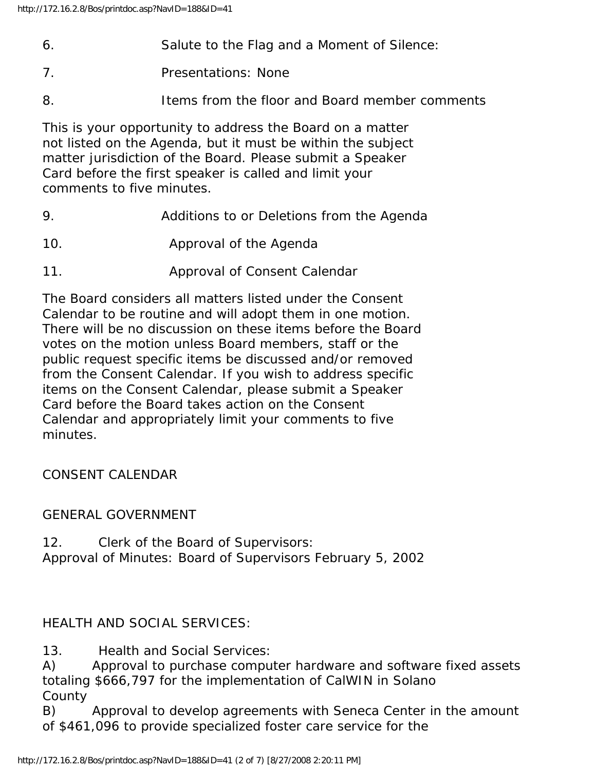6. Salute to the Flag and a Moment of Silence:

7. Presentations: None

8. Items from the floor and Board member comments

This is your opportunity to address the Board on a matter not listed on the Agenda, but it must be within the subject matter jurisdiction of the Board. Please submit a Speaker Card before the first speaker is called and limit your comments to five minutes.

9. Additions to or Deletions from the Agenda

10. Approval of the Agenda

11. Approval of Consent Calendar

The Board considers all matters listed under the Consent Calendar to be routine and will adopt them in one motion. There will be no discussion on these items before the Board votes on the motion unless Board members, staff or the public request specific items be discussed and/or removed from the Consent Calendar. If you wish to address specific items on the Consent Calendar, please submit a Speaker Card before the Board takes action on the Consent Calendar and appropriately limit your comments to five minutes.

CONSENT CALENDAR

GENERAL GOVERNMENT

12. Clerk of the Board of Supervisors:
Approval of Minutes: Board of Supervisors February 5, 2002

HEALTH AND SOCIAL SERVICES:

13. Health and Social Services:
A) Approval to purchase computer hardware and software fixed assets totaling $666,797 for the implementation of CalWIN in Solano County
B) Approval to develop agreements with Seneca Center in the amount of $461,096 to provide specialized foster care service for the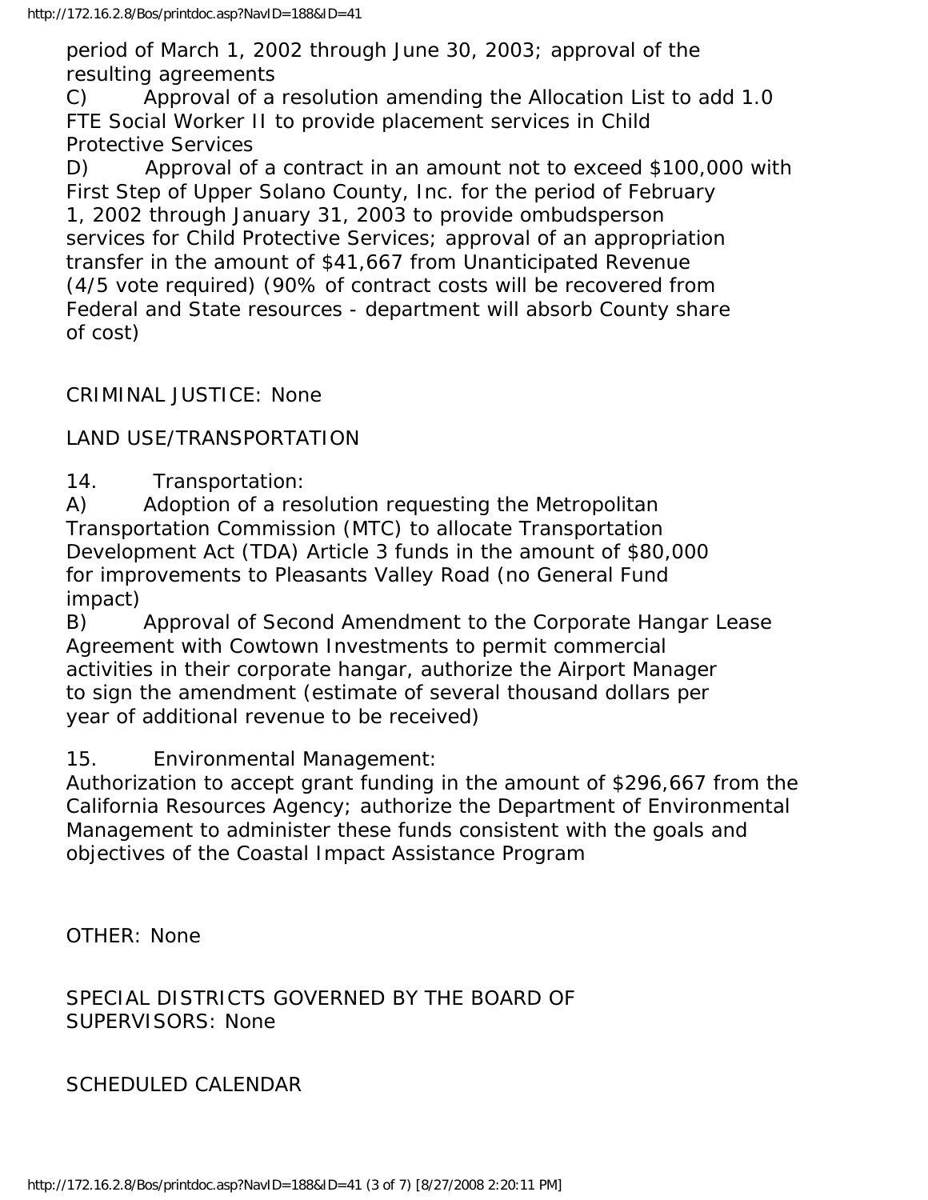period of March 1, 2002 through June 30, 2003; approval of the resulting agreements

C) Approval of a resolution amending the Allocation List to add 1.0 FTE Social Worker II to provide placement services in Child Protective Services

D) Approval of a contract in an amount not to exceed $100,000 with First Step of Upper Solano County, Inc. for the period of February 1, 2002 through January 31, 2003 to provide ombudsperson services for Child Protective Services; approval of an appropriation transfer in the amount of $41,667 from Unanticipated Revenue (4/5 vote required) (90% of contract costs will be recovered from Federal and State resources - department will absorb County share of cost)

CRIMINAL JUSTICE: None

LAND USE/TRANSPORTATION

14. Transportation:

A) Adoption of a resolution requesting the Metropolitan Transportation Commission (MTC) to allocate Transportation Development Act (TDA) Article 3 funds in the amount of $80,000 for improvements to Pleasants Valley Road (no General Fund impact)

B) Approval of Second Amendment to the Corporate Hangar Lease Agreement with Cowtown Investments to permit commercial activities in their corporate hangar, authorize the Airport Manager to sign the amendment (estimate of several thousand dollars per year of additional revenue to be received)

15. Environmental Management:

Authorization to accept grant funding in the amount of $296,667 from the California Resources Agency; authorize the Department of Environmental Management to administer these funds consistent with the goals and objectives of the Coastal Impact Assistance Program

OTHER: None

SPECIAL DISTRICTS GOVERNED BY THE BOARD OF SUPERVISORS: None

SCHEDULED CALENDAR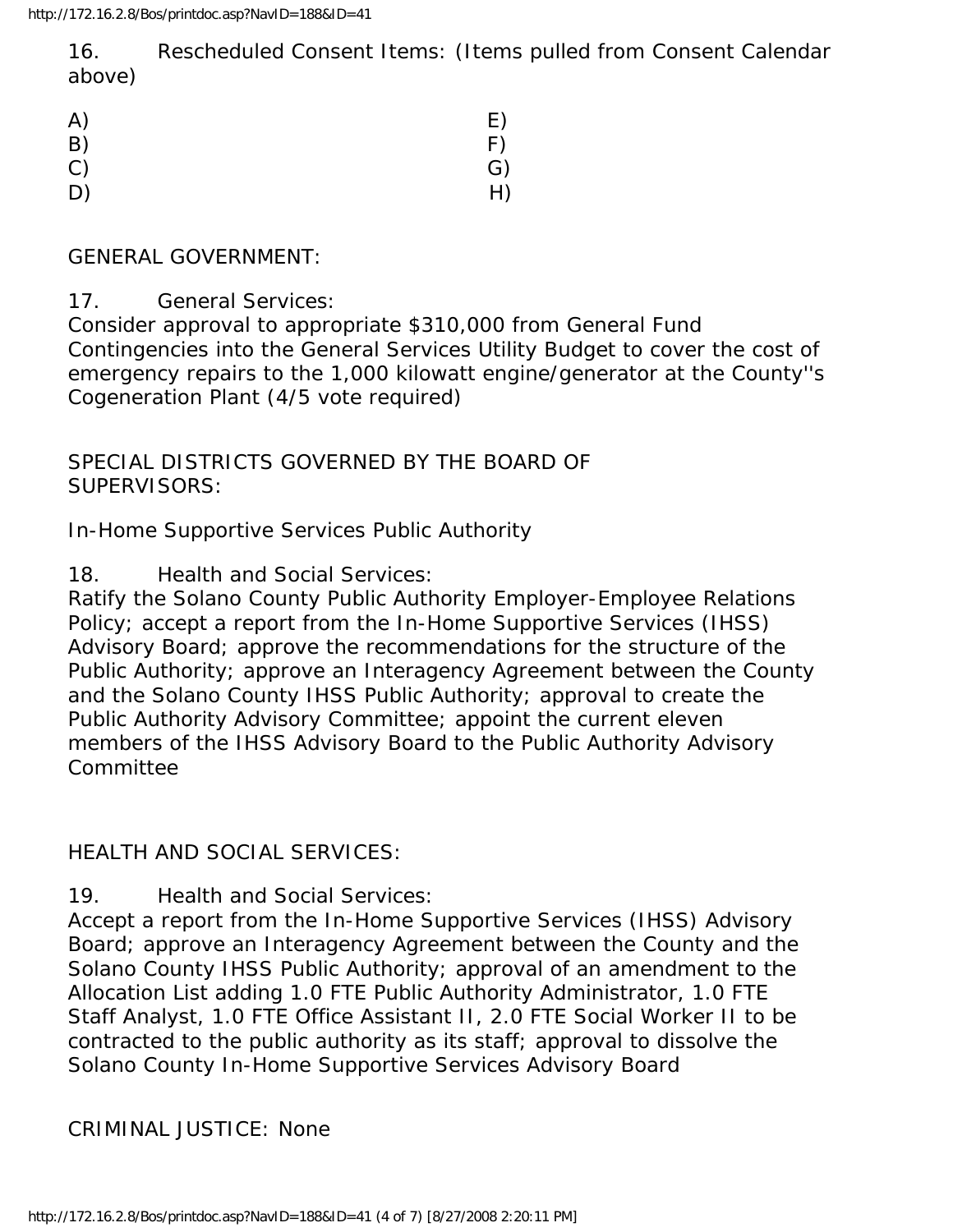16. Rescheduled Consent Items: (Items pulled from Consent Calendar above)

| | |
|---|---|
| A) | E) |
| B) | F) |
| C) | G) |
| D) | H) |

GENERAL GOVERNMENT:

17. General Services:
Consider approval to appropriate $310,000 from General Fund Contingencies into the General Services Utility Budget to cover the cost of emergency repairs to the 1,000 kilowatt engine/generator at the County''s Cogeneration Plant (4/5 vote required)

SPECIAL DISTRICTS GOVERNED BY THE BOARD OF SUPERVISORS:

In-Home Supportive Services Public Authority

18. Health and Social Services:
Ratify the Solano County Public Authority Employer-Employee Relations Policy; accept a report from the In-Home Supportive Services (IHSS) Advisory Board; approve the recommendations for the structure of the Public Authority; approve an Interagency Agreement between the County and the Solano County IHSS Public Authority; approval to create the Public Authority Advisory Committee; appoint the current eleven members of the IHSS Advisory Board to the Public Authority Advisory Committee

HEALTH AND SOCIAL SERVICES:

19. Health and Social Services:
Accept a report from the In-Home Supportive Services (IHSS) Advisory Board; approve an Interagency Agreement between the County and the Solano County IHSS Public Authority; approval of an amendment to the Allocation List adding 1.0 FTE Public Authority Administrator, 1.0 FTE Staff Analyst, 1.0 FTE Office Assistant II, 2.0 FTE Social Worker II to be contracted to the public authority as its staff; approval to dissolve the Solano County In-Home Supportive Services Advisory Board

CRIMINAL JUSTICE: None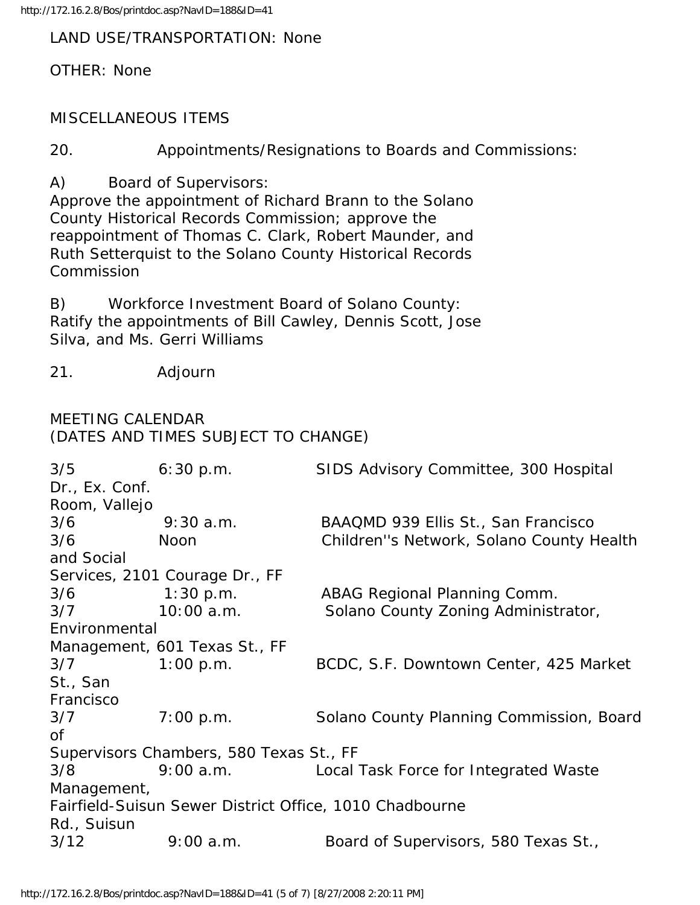LAND USE/TRANSPORTATION: None

OTHER: None

MISCELLANEOUS ITEMS

20. Appointments/Resignations to Boards and Commissions:

A) Board of Supervisors:
Approve the appointment of Richard Brann to the Solano County Historical Records Commission; approve the reappointment of Thomas C. Clark, Robert Maunder, and Ruth Setterquist to the Solano County Historical Records Commission

B) Workforce Investment Board of Solano County:
Ratify the appointments of Bill Cawley, Dennis Scott, Jose Silva, and Ms. Gerri Williams

21. Adjourn

MEETING CALENDAR
(DATES AND TIMES SUBJECT TO CHANGE)

| | | |
|---|---|---|
| 3/5 | 6:30 p.m. | SIDS Advisory Committee, 300 Hospital Dr., Ex. Conf. Room, Vallejo |
| 3/6 | 9:30 a.m. | BAAQMD 939 Ellis St., San Francisco |
| 3/6 | Noon | Children''s Network, Solano County Health and Social Services, 2101 Courage Dr., FF |
| 3/6 | 1:30 p.m. | ABAG Regional Planning Comm. |
| 3/7 | 10:00 a.m. | Solano County Zoning Administrator, Environmental Management, 601 Texas St., FF |
| 3/7 | 1:00 p.m. | BCDC, S.F. Downtown Center, 425 Market St., San Francisco |
| 3/7 | 7:00 p.m. | Solano County Planning Commission, Board of Supervisors Chambers, 580 Texas St., FF |
| 3/8 | 9:00 a.m. | Local Task Force for Integrated Waste Management, Fairfield-Suisun Sewer District Office, 1010 Chadbourne Rd., Suisun |
| 3/12 | 9:00 a.m. | Board of Supervisors, 580 Texas St., |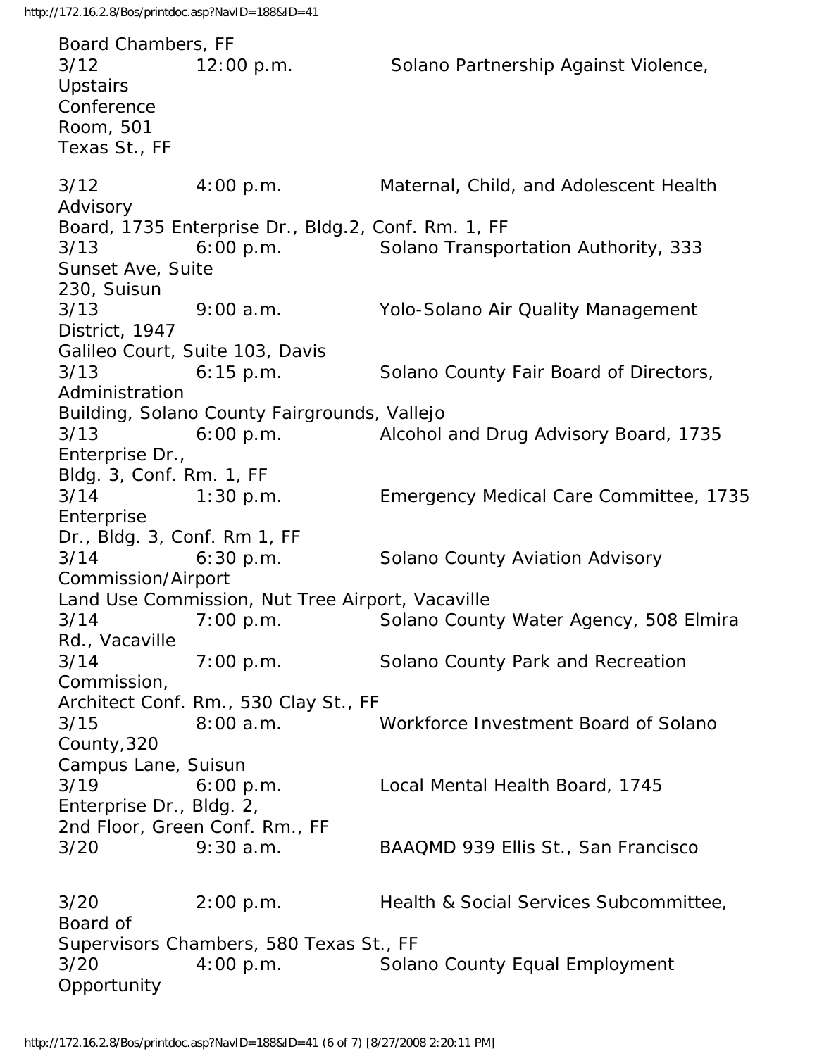Board Chambers, FF

3/12 12:00 p.m. Solano Partnership Against Violence, Upstairs Conference Room, 501 Texas St., FF

3/12 4:00 p.m. Maternal, Child, and Adolescent Health Advisory Board, 1735 Enterprise Dr., Bldg.2, Conf. Rm. 1, FF

3/13 6:00 p.m. Solano Transportation Authority, 333 Sunset Ave, Suite 230, Suisun

3/13 9:00 a.m. Yolo-Solano Air Quality Management District, 1947 Galileo Court, Suite 103, Davis

3/13 6:15 p.m. Solano County Fair Board of Directors, Administration Building, Solano County Fairgrounds, Vallejo

3/13 6:00 p.m. Alcohol and Drug Advisory Board, 1735 Enterprise Dr., Bldg. 3, Conf. Rm. 1, FF

3/14 1:30 p.m. Emergency Medical Care Committee, 1735 Enterprise Dr., Bldg. 3, Conf. Rm 1, FF

3/14 6:30 p.m. Solano County Aviation Advisory Commission/Airport Land Use Commission, Nut Tree Airport, Vacaville

3/14 7:00 p.m. Solano County Water Agency, 508 Elmira Rd., Vacaville

3/14 7:00 p.m. Solano County Park and Recreation Commission, Architect Conf. Rm., 530 Clay St., FF

3/15 8:00 a.m. Workforce Investment Board of Solano County,320 Campus Lane, Suisun

3/19 6:00 p.m. Local Mental Health Board, 1745 Enterprise Dr., Bldg. 2, 2nd Floor, Green Conf. Rm., FF

3/20 9:30 a.m. BAAQMD 939 Ellis St., San Francisco

3/20 2:00 p.m. Health & Social Services Subcommittee, Board of Supervisors Chambers, 580 Texas St., FF

3/20 4:00 p.m. Solano County Equal Employment Opportunity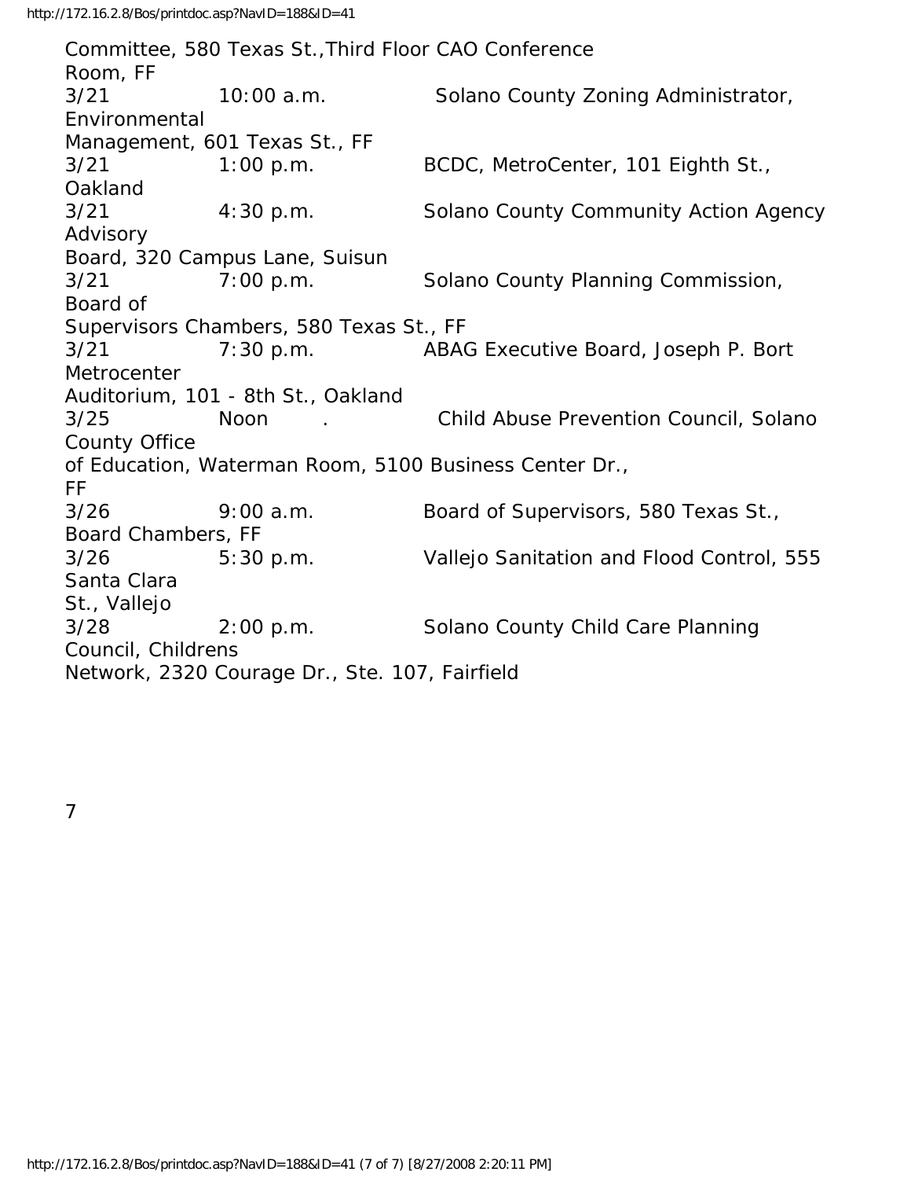Committee, 580 Texas St.,Third Floor CAO Conference Room, FF

3/21 10:00 a.m. Solano County Zoning Administrator, Environmental Management, 601 Texas St., FF

3/21 1:00 p.m. BCDC, MetroCenter, 101 Eighth St., Oakland

3/21 4:30 p.m. Solano County Community Action Agency Advisory Board, 320 Campus Lane, Suisun

3/21 7:00 p.m. Solano County Planning Commission, Board of Supervisors Chambers, 580 Texas St., FF

3/21 7:30 p.m. ABAG Executive Board, Joseph P. Bort Metrocenter Auditorium, 101 - 8th St., Oakland

3/25 Noon . Child Abuse Prevention Council, Solano County Office of Education, Waterman Room, 5100 Business Center Dr., FF

3/26 9:00 a.m. Board of Supervisors, 580 Texas St., Board Chambers, FF

3/26 5:30 p.m. Vallejo Sanitation and Flood Control, 555 Santa Clara St., Vallejo

3/28 2:00 p.m. Solano County Child Care Planning Council, Childrens Network, 2320 Courage Dr., Ste. 107, Fairfield